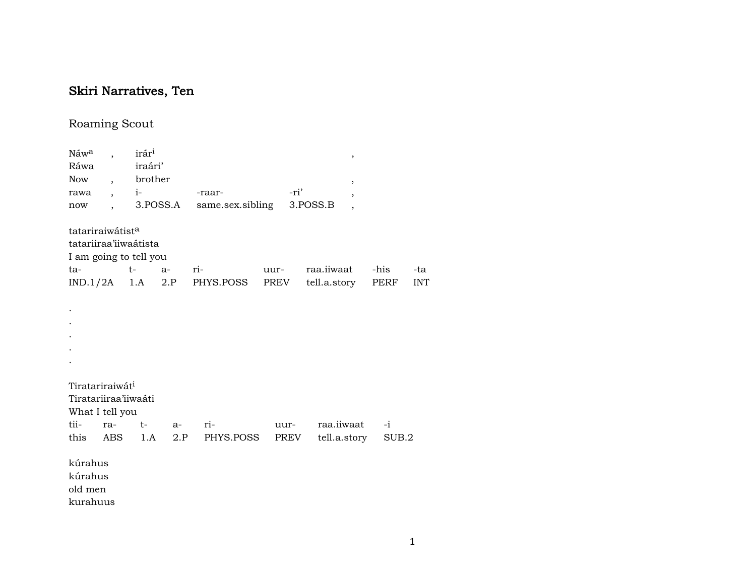## Skiri Narratives, Ten

### Roaming Scout

| Náw[a] | , | irár[i] | | | , |
|---|---|---|---|---|---|
| Ráwa | | iraári’ | | | |
| Now | , | brother | | | , |
| rawa | , | i- | -raar- | -ri’ | , |
| now | , | 3.POSS.A | same.sex.sibling | 3.POSS.B | , |

| tatariraiwátist[a] | | | | | | | |
|---|---|---|---|---|---|---|---|
| tatariiraa’iiwaátista | | | | | | | |
| I am going to tell you | | | | | | | |
| ta- | t- | a- | ri- | uur- | raa.iiwaat | -his | -ta |
| IND.1/2A | 1.A | 2.P | PHYS.POSS | PREV | tell.a.story | PERF | INT |

.
.
.
.
.

| Tiratariraiwát[i] | | | | | | | |
|---|---|---|---|---|---|---|---|
| Tiratariiraa’iiwaáti | | | | | | | |
| What I tell you | | | | | | | |
| tii- | ra- | t- | a- | ri- | uur- | raa.iiwaat | -i |
| this | ABS | 1.A | 2.P | PHYS.POSS | PREV | tell.a.story | SUB.2 |

kúrahus
kúrahus
old men
kurahuus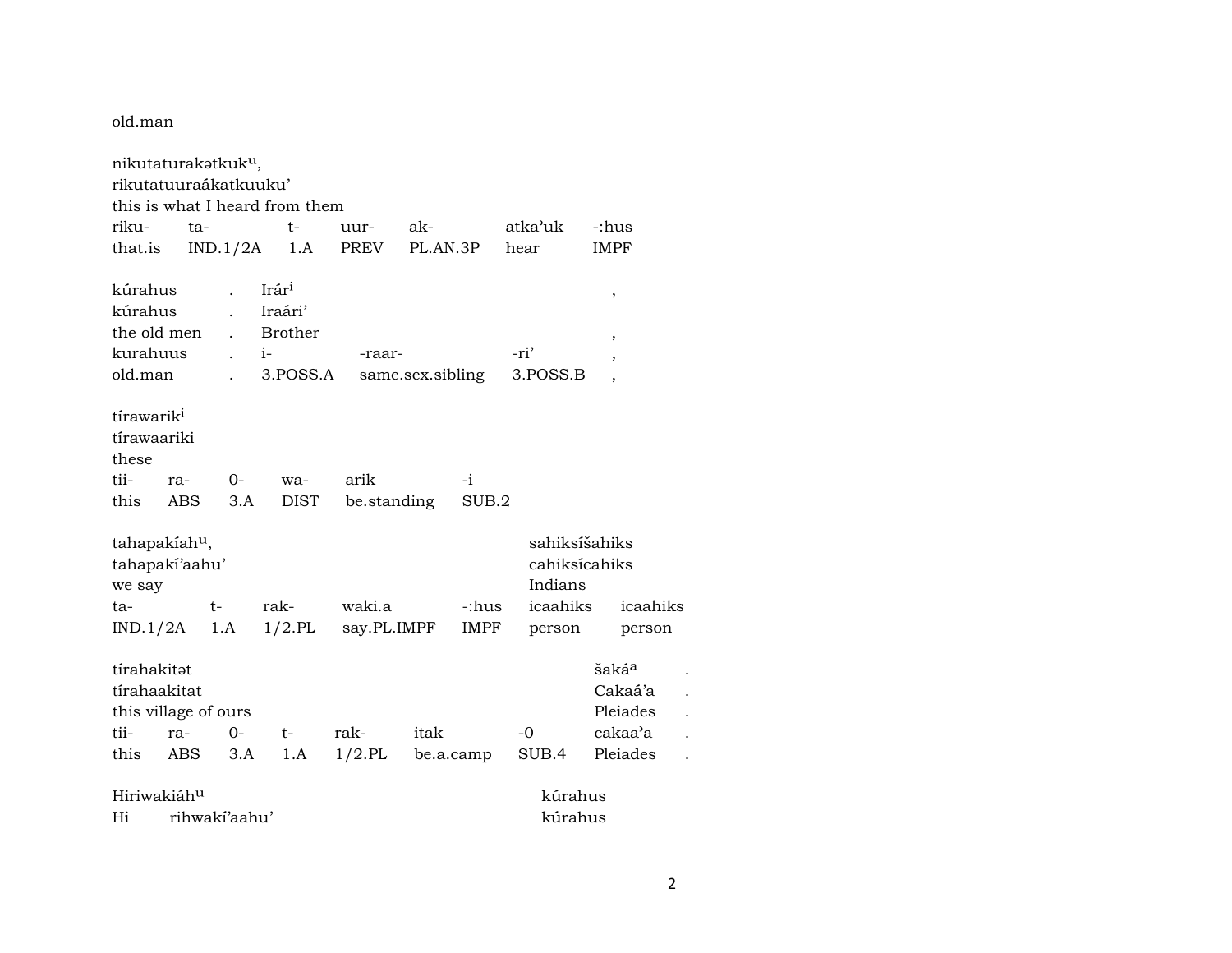old.man

nikutaturakətkukᵘ,
rikutatuuraákatkuuku'
this is what I heard from them

| riku- | ta- | t- | uur- | ak- | atka'uk | -:hus |
|---|---|---|---|---|---|---|
| that.is | IND.1/2A | 1.A | PREV | PL.AN.3P | hear | IMPF |

| kúrahus | . | Irárⁱ | | | , |
|---|---|---|---|---|---|
| kúrahus | . | Iraári' | | | |
| the old men | . | Brother | | | , |
| kurahuus | . | i- | -raar- | -ri' | , |
| old.man | . | 3.POSS.A | same.sex.sibling | 3.POSS.B | , |

tírawarikⁱ
tírawaariki
these

| tii- | ra- | 0- | wa- | arik | -i |
|---|---|---|---|---|---|
| this | ABS | 3.A | DIST | be.standing | SUB.2 |

| tahapakíahᵘ, | | | | | sahiksíšahiks | |
|---|---|---|---|---|---|---|
| tahapakí'aahu' | | | | | cahiksícahiks | |
| we say | | | | | Indians | |
| ta- | t- | rak- | waki.a | -:hus | icaahiks | icaahiks |
| IND.1/2A | 1.A | 1/2.PL | say.PL.IMPF | IMPF | person | person |

| tírahakitət | | | | | | | šakáᵃ | . |
|---|---|---|---|---|---|---|---|---|
| tírahaakitat | | | | | | | Cakaá'a | . |
| this village of ours | | | | | | | Pleiades | . |
| tii- | ra- | 0- | t- | rak- | itak | -0 | cakaa'a | . |
| this | ABS | 3.A | 1.A | 1/2.PL | be.a.camp | SUB.4 | Pleiades | . |

Hiriwakiáhᵘ                                        kúrahus
Hi    rihwakí'aahu'                                kúrahus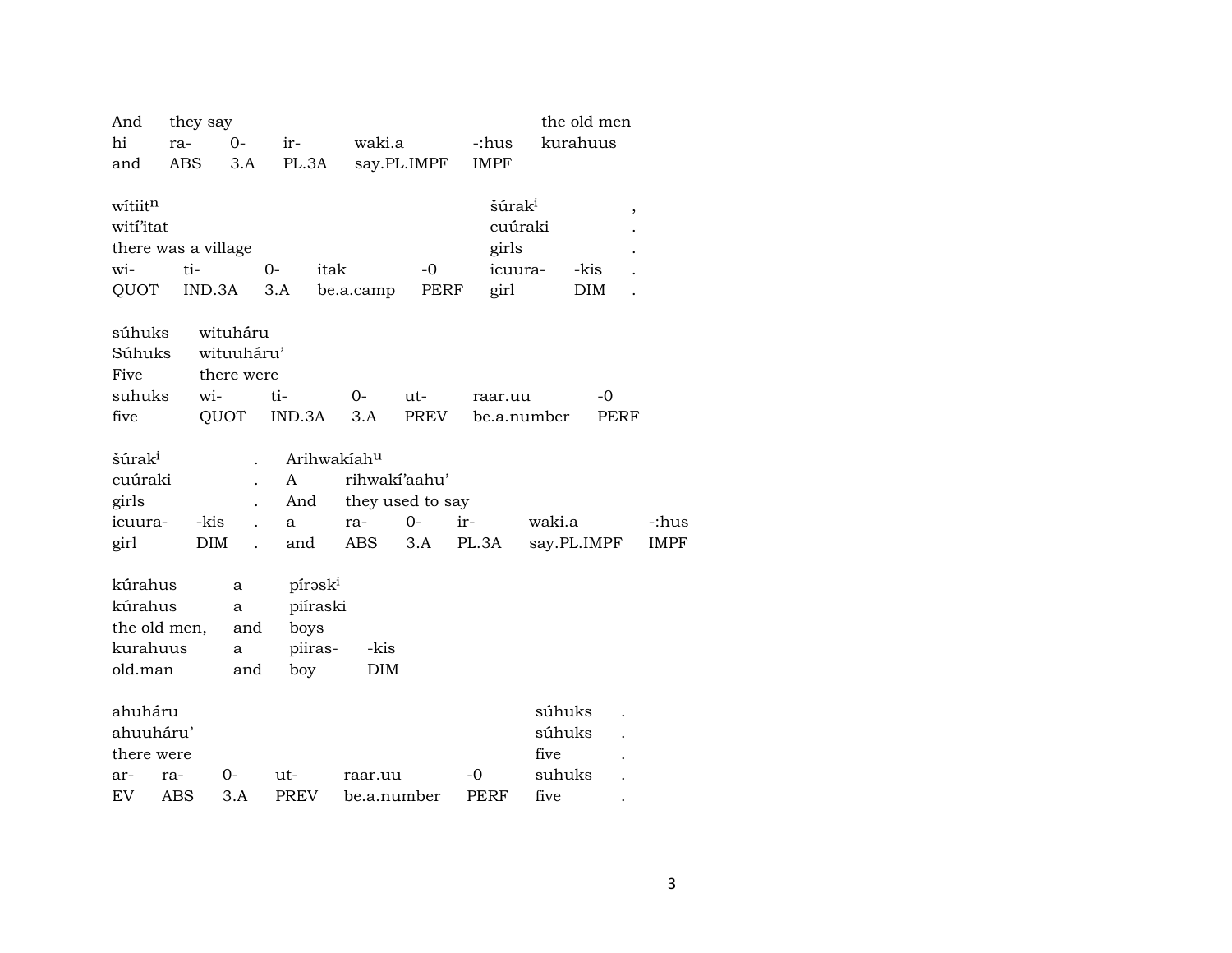| And | they say | | | | | the old men |
|---|---|---|---|---|---|---|
| hi | ra- | 0- | ir- | waki.a | -:hus | kurahuus |
| and | ABS | 3.A | PL.3A | say.PL.IMPF | IMPF | |

| wítiit$^{n}$ | | | | | šúrak$^{i}$ | | , |
|---|---|---|---|---|---|---|---|
| wití'itat | | | | | cuúraki | | . |
| there was a village | | | | | girls | | . |
| wi- | ti- | 0- | itak | -0 | icuura- | -kis | . |
| QUOT | IND.3A | 3.A | be.a.camp | PERF | girl | DIM | . |

| súhuks | wituháru | | | | | |
|---|---|---|---|---|---|---|
| Súhuks | wituuháru' | | | | | |
| Five | there were | | | | | |
| suhuks | wi- | ti- | 0- | ut- | raar.uu | -0 |
| five | QUOT | IND.3A | 3.A | PREV | be.a.number | PERF |

| šúrak$^{i}$ | | . | Arihwakíah$^{u}$ | | | | | |
|---|---|---|---|---|---|---|---|---|
| cuúraki | | . | A | rihwakí'aahu' | | | | |
| girls | | . | And | they used to say | | | | |
| icuura- | -kis | . | a | ra- | 0- | ir- | waki.a | -:hus |
| girl | DIM | . | and | ABS | 3.A | PL.3A | say.PL.IMPF | IMPF |

| kúrahus | a | pírəsk$^{i}$ | |
|---|---|---|---|
| kúrahus | a | piíraski | |
| the old men, | and | boys | |
| kurahuus | a | piiras- | -kis |
| old.man | and | boy | DIM |

| ahuháru | | | | | | súhuks | . |
|---|---|---|---|---|---|---|---|
| ahuuháru' | | | | | | súhuks | . |
| there were | | | | | | five | . |
| ar- | ra- | 0- | ut- | raar.uu | -0 | suhuks | . |
| EV | ABS | 3.A | PREV | be.a.number | PERF | five | . |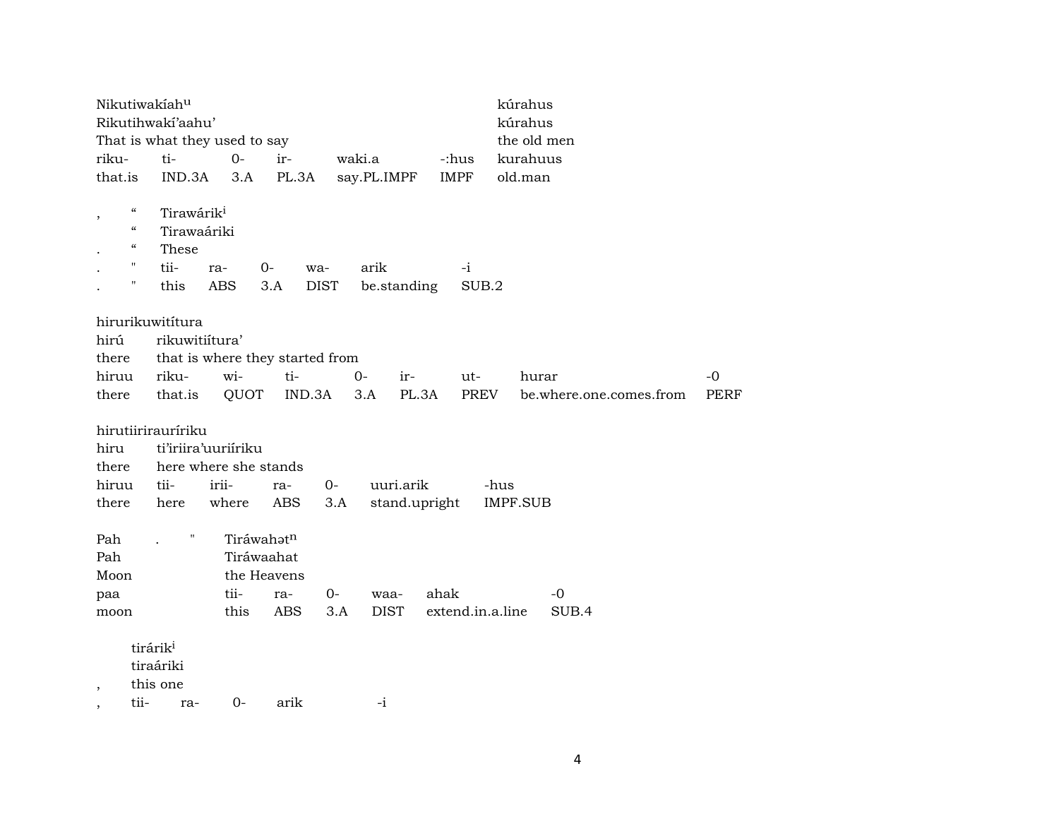| Nikutiwakíah$^{u}$ | | | | | | kúrahus |
|---|---|---|---|---|---|---|
| Rikutihwakí'aahu' | | | | | | kúrahus |
| That is what they used to say | | | | | | the old men |
| riku- | ti- | 0- | ir- | waki.a | -:hus | kurahuus |
| that.is | IND.3A | 3.A | PL.3A | say.PL.IMPF | IMPF | old.man |

| , | " | Tirawárik$^{i}$ | | | | | |
|---|---|---|---|---|---|---|---|
| | " | Tirawaáriki | | | | | |
| . | " | These | | | | | |
| . | " | tii- | ra- | 0- | wa- | arik | -i |
| . | " | this | ABS | 3.A | DIST | be.standing | SUB.2 |

| hirurikuwitítura | | | | | | | | |
|---|---|---|---|---|---|---|---|---|
| hirú | rikuwitiítura' | | | | | | | |
| there | that is where they started from | | | | | | | |
| hiruu | riku- | wi- | ti- | 0- | ir- | ut- | hurar | -0 |
| there | that.is | QUOT | IND.3A | 3.A | PL.3A | PREV | be.where.one.comes.from | PERF |

| hirutiirirauríriku | | | | | | |
|---|---|---|---|---|---|---|
| hiru | ti'iriira'uuriíriku | | | | | |
| there | here where she stands | | | | | |
| hiruu | tii- | irii- | ra- | 0- | uuri.arik | -hus |
| there | here | where | ABS | 3.A | stand.upright | IMPF.SUB |

| Pah | . | " | Tiráwahət$^{n}$ | | | | | |
|---|---|---|---|---|---|---|---|---|
| Pah | | | Tiráwaahat | | | | | |
| Moon | | | the Heavens | | | | | |
| paa | | | tii- | ra- | 0- | waa- | ahak | -0 |
| moon | | | this | ABS | 3.A | DIST | extend.in.a.line | SUB.4 |

| | tirárik$^{i}$ | | | | |
|---|---|---|---|---|---|
| | tiraáriki | | | | |
| , | this one | | | | |
| , | tii- | ra- | 0- | arik | -i |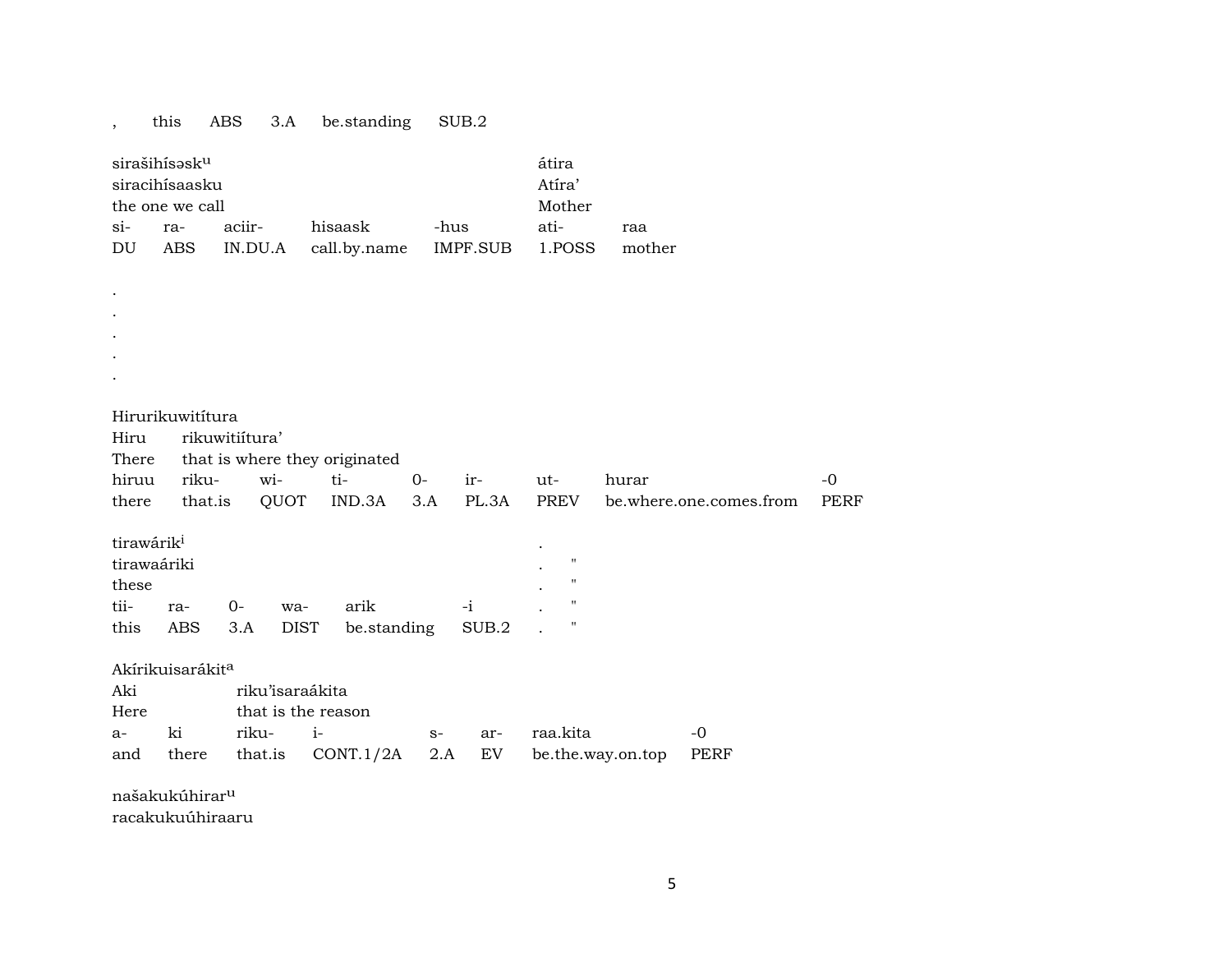, this ABS 3.A be.standing SUB.2

| sirašihísəsk[u] | | | | | átira | |
|---|---|---|---|---|---|---|
| siracihísaasku | | | | | Atíra' | |
| the one we call | | | | | Mother | |
| si- | ra- | aciir- | hisaask | -hus | ati- | raa |
| DU | ABS | IN.DU.A | call.by.name | IMPF.SUB | 1.POSS | mother |

.
.
.
.
.

| Hirurikuwitítura | | | | | | | | |
|---|---|---|---|---|---|---|---|---|
| Hiru | rikuwitiítura' | | | | | | | |
| There | that is where they originated | | | | | | | |
| hiruu | riku- | wi- | ti- | 0- | ir- | ut- | hurar | -0 |
| there | that.is | QUOT | IND.3A | 3.A | PL.3A | PREV | be.where.one.comes.from | PERF |

| tirawárik[i] | | | | | | . | |
|---|---|---|---|---|---|---|---|
| tirawaáriki | | | | | | . | " |
| these | | | | | | . | " |
| tii- | ra- | 0- | wa- | arik | -i | . | " |
| this | ABS | 3.A | DIST | be.standing | SUB.2 | . | " |

| Akírikuisarákit[a] | | | | | | | |
|---|---|---|---|---|---|---|---|
| Aki | | riku'isaraákita | | | | | |
| Here | | that is the reason | | | | | |
| a- | ki | riku- | i- | s- | ar- | raa.kita | -0 |
| and | there | that.is | CONT.1/2A | 2.A | EV | be.the.way.on.top | PERF |

našakukúhirar[u]
racakukuúhiraaru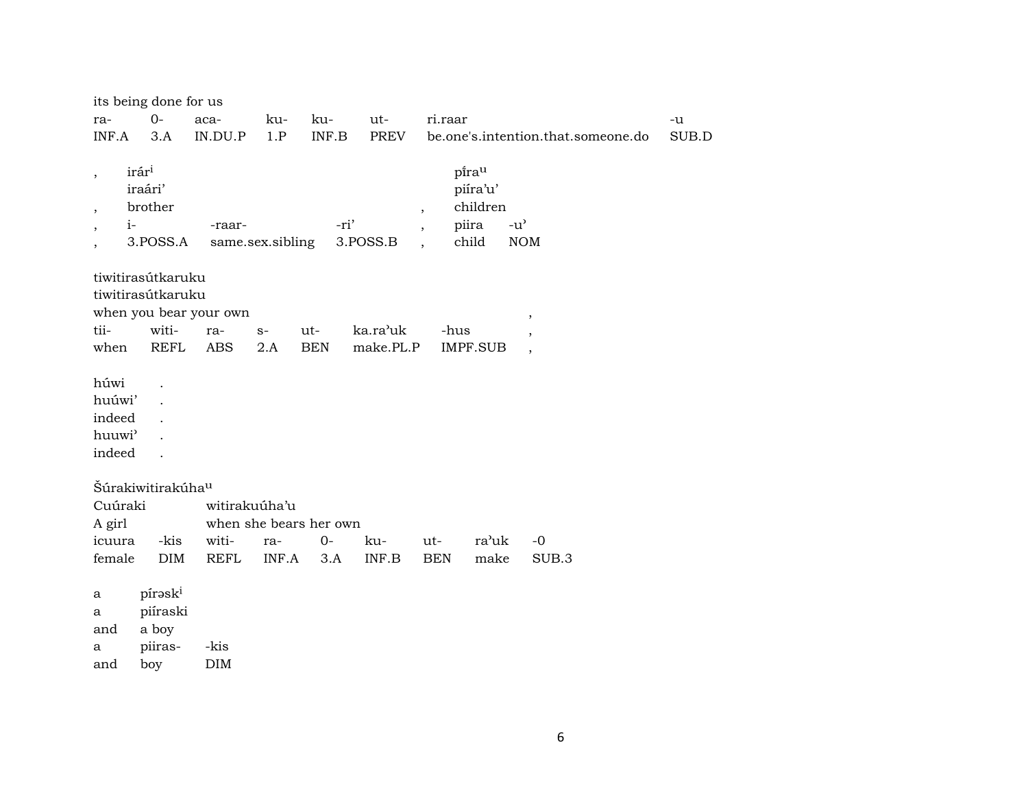its being done for us

| ra- | 0- | aca- | ku- | ku- | ut- | ri.raar | -u |
|---|---|---|---|---|---|---|---|
| INF.A | 3.A | IN.DU.P | 1.P | INF.B | PREV | be.one's.intention.that.someone.do | SUB.D |

| , | irár[i] | | | | píra[u] | |
|---|---|---|---|---|---|---|
| | iraári’ | | | | piíra’u’ | |
| , | brother | | | , | children | |
| , | i- | -raar- | -ri’ | , | piira | -u’ |
| , | 3.POSS.A | same.sex.sibling | 3.POSS.B | , | child | NOM |

tiwitirasútkaruku
tiwitirasútkaruku
when you bear your own ,

| tii- | witi- | ra- | s- | ut- | ka.ra’uk | -hus | , |
|---|---|---|---|---|---|---|---|
| when | REFL | ABS | 2.A | BEN | make.PL.P | IMPF.SUB | , |

| húwi | . |
|---|---|
| huúwi’ | . |
| indeed | . |
| huuwi’ | . |
| indeed | . |

Šúrakiwitirakúha[u]

| Cuúraki | | witirakuúha’u | | | | | | |
|---|---|---|---|---|---|---|---|---|
| A girl | | when she bears her own | | | | | | |
| icuura | -kis | witi- | ra- | 0- | ku- | ut- | ra’uk | -0 |
| female | DIM | REFL | INF.A | 3.A | INF.B | BEN | make | SUB.3 |

| a | pírəsk[i] | |
|---|---|---|
| a | piíraski | |
| and | a boy | |
| a | piiras- | -kis |
| and | boy | DIM |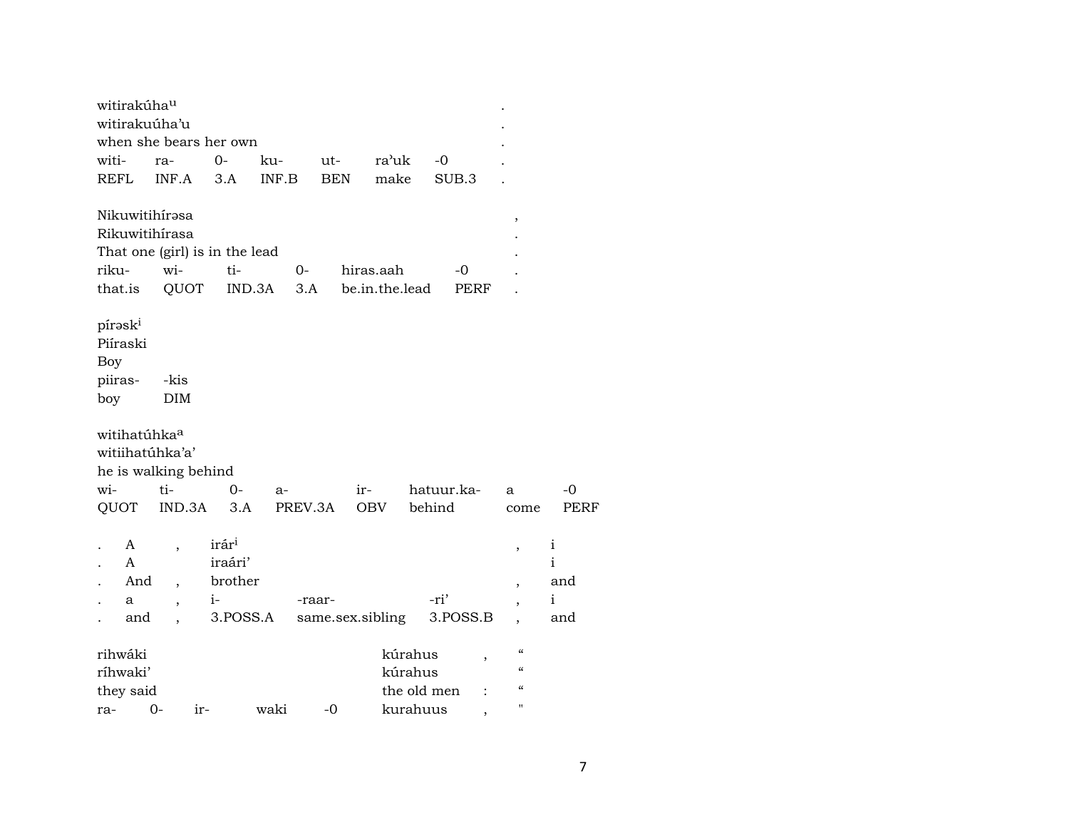witirakúha^u .
witirakuúha'u .
when she bears her own .

| witi- | ra- | 0- | ku- | ut- | ra'uk | -0 | . |
|---|---|---|---|---|---|---|---|
| REFL | INF.A | 3.A | INF.B | BEN | make | SUB.3 | . |

Nikuwitihírəsa ,
Rikuwitihírasa .
That one (girl) is in the lead .

| riku- | wi- | ti- | 0- | hiras.aah | -0 | . |
|---|---|---|---|---|---|---|
| that.is | QUOT | IND.3A | 3.A | be.in.the.lead | PERF | . |

pírəsk^i
Piíraski
Boy

| piiras- | -kis |
|---|---|
| boy | DIM |

witihatúhka^a
witiihatúhka'a'
he is walking behind

| wi- | ti- | 0- | a- | ir- | hatuur.ka- | a | -0 |
|---|---|---|---|---|---|---|---|
| QUOT | IND.3A | 3.A | PREV.3A | OBV | behind | come | PERF |

| . | A | , | irár^i | | | , | i |
|---|---|---|---|---|---|---|---|
| . | A | | iraári' | | | | i |
| . | And | , | brother | | | , | and |
| . | a | , | i- | -raar- | -ri' | , | i |
| . | and | , | 3.POSS.A | same.sex.sibling | 3.POSS.B | , | and |

| rihwáki | | | | | kúrahus | , | “ |
|---|---|---|---|---|---|---|---|
| ríhwaki' | | | | | kúrahus | | “ |
| they said | | | | | the old men | : | “ |
| ra- | 0- | ir- | waki | -0 | kurahuus | , | " |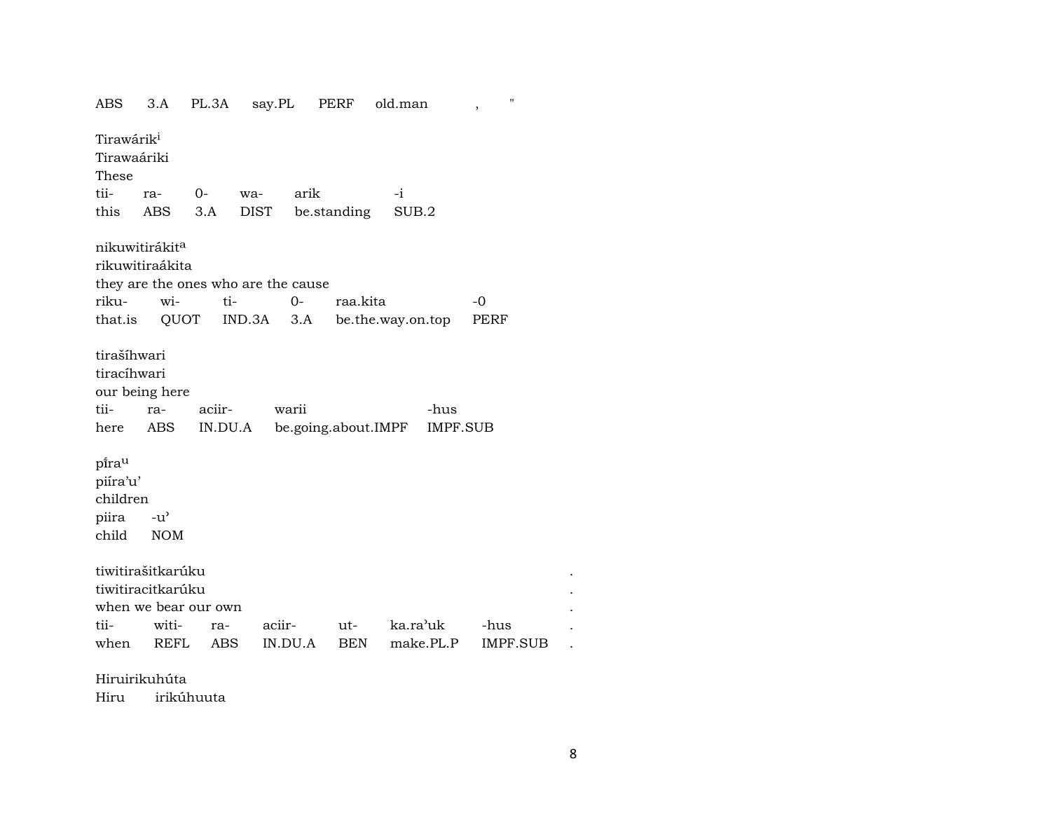ABS 3.A PL.3A say.PL PERF old.man , "

Tirawárik[i]
Tirawaáriki
These

| tii- | ra- | 0- | wa- | arik | -i |
|---|---|---|---|---|---|
| this | ABS | 3.A | DIST | be.standing | SUB.2 |

nikuwitirákit[a]
rikuwitiraákita
they are the ones who are the cause

| riku- | wi- | ti- | 0- | raa.kita | -0 |
|---|---|---|---|---|---|
| that.is | QUOT | IND.3A | 3.A | be.the.way.on.top | PERF |

tirašíhwari
tiracíhwari
our being here

| tii- | ra- | aciir- | warii | -hus |
|---|---|---|---|---|
| here | ABS | IN.DU.A | be.going.about.IMPF | IMPF.SUB |

pĩra[u]
piíra'u'
children

| piira | -u' |
|---|---|
| child | NOM |

tiwitirašitkarúku .
tiwitiracitkarúku .
when we bear our own .

| tii- | witi- | ra- | aciir- | ut- | ka.ra'uk | -hus | . |
|---|---|---|---|---|---|---|---|
| when | REFL | ABS | IN.DU.A | BEN | make.PL.P | IMPF.SUB | . |

Hiruirikuhúta
Hiru irikúhuuta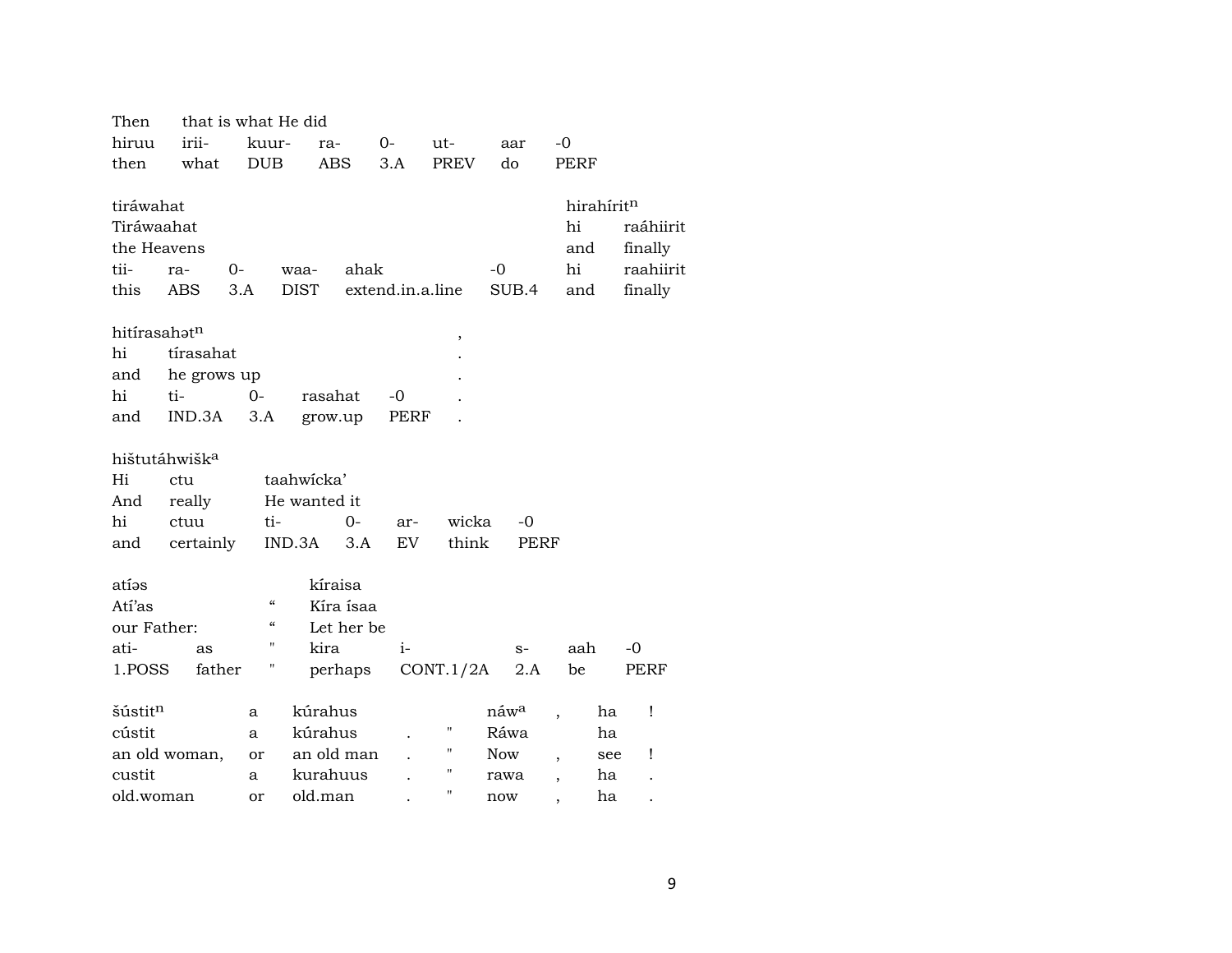| Then | that is what He did | | | | | | |
|---|---|---|---|---|---|---|---|
| hiruu | irii- | kuur- | ra- | 0- | ut- | aar | -0 |
| then | what | DUB | ABS | 3.A | PREV | do | PERF |

| tiráwahat | | | | | | hirahírit[n] | |
|---|---|---|---|---|---|---|---|
| Tiráwaahat | | | | | | hi | raáhiirit |
| the Heavens | | | | | | and | finally |
| tii- | ra- | 0- | waa- | ahak | -0 | hi | raahiirit |
| this | ABS | 3.A | DIST | extend.in.a.line | SUB.4 | and | finally |

| hitírasahət[n] | | | | | , |
|---|---|---|---|---|---|
| hi | tírasahat | | | | . |
| and | he grows up | | | | . |
| hi | ti- | 0- | rasahat | -0 | . |
| and | IND.3A | 3.A | grow.up | PERF | . |

| hištutáhwišk[a] | | | | | | |
|---|---|---|---|---|---|---|
| Hi | ctu | taahwícka' | | | | |
| And | really | He wanted it | | | | |
| hi | ctuu | ti- | 0- | ar- | wicka | -0 |
| and | certainly | IND.3A | 3.A | EV | think | PERF |

| atíəs | | | kíraisa | | | | |
|---|---|---|---|---|---|---|---|
| Atí'as | | " | Kíra ísaa | | | | |
| our Father: | | " | Let her be | | | | |
| ati- | as | " | kira | i- | s- | aah | -0 |
| 1.POSS | father | " | perhaps | CONT.1/2A | 2.A | be | PERF |

| šústit[n] | a | kúrahus | | | náw[a] | , | ha | ! |
|---|---|---|---|---|---|---|---|---|
| cústit | a | kúrahus | . | " | Ráwa | | ha | |
| an old woman, | or | an old man | . | " | Now | , | see | ! |
| custit | a | kurahuus | . | " | rawa | , | ha | . |
| old.woman | or | old.man | . | " | now | , | ha | . |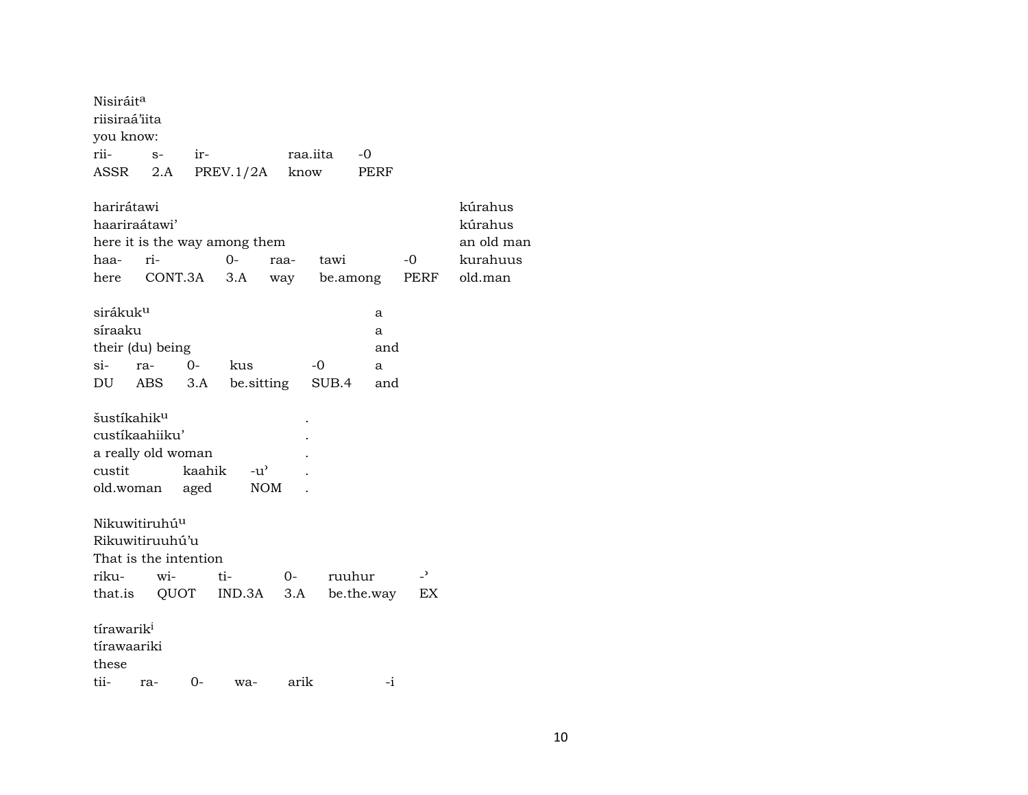Nisiráit[a]
riisiraá'iita
you know:

| rii- | s- | ir- | raa.iita | -0 |
|---|---|---|---|---|
| ASSR | 2.A | PREV.1/2A | know | PERF |

harirátawi
haariraátawi'
here it is the way among them

| haa- | ri- | 0- | raa- | tawi | -0 |
|---|---|---|---|---|---|
| here | CONT.3A | 3.A | way | be.among | PERF |

kúrahus
kúrahus
an old man

| kurahuus |
|---|
| old.man |

sirákuk[u]
síraaku
their (du) being

| si- | ra- | 0- | kus | -0 |
|---|---|---|---|---|
| DU | ABS | 3.A | be.sitting | SUB.4 |

a
a
and

| a |
|---|
| and |

šustíkahik[u] .
custíkaahiiku' .
a really old woman .

| custit | kaahik | -u' | . |
|---|---|---|---|
| old.woman | aged | NOM | . |

Nikuwitiruhú[u]
Rikuwitiruuhú'u
That is the intention

| riku- | wi- | ti- | 0- | ruuhur | -' |
|---|---|---|---|---|---|
| that.is | QUOT | IND.3A | 3.A | be.the.way | EX |

tírawarik[i]
tírawaariki
these

| tii- | ra- | 0- | wa- | arik | -i |
|---|---|---|---|---|---|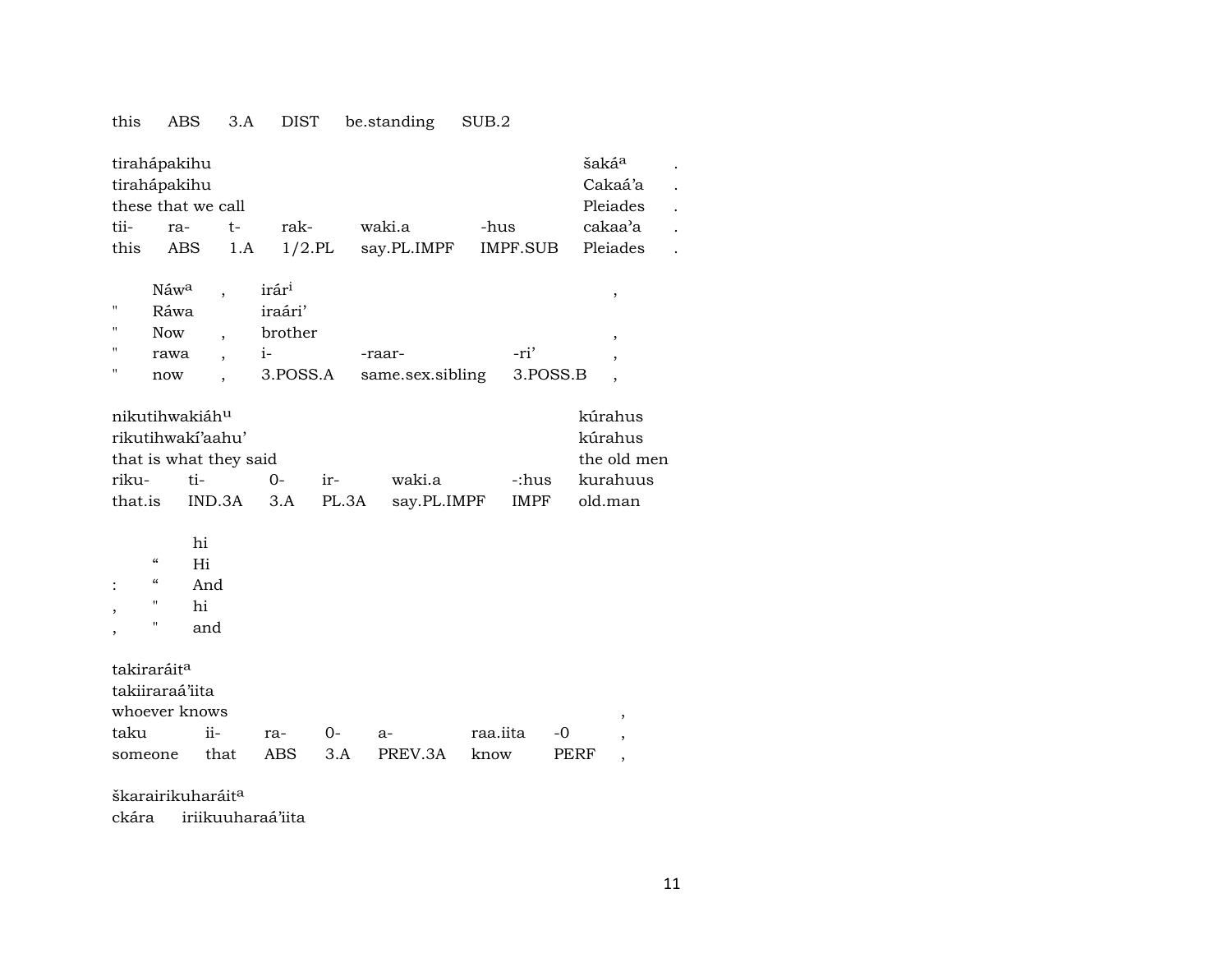| this | ABS | 3.A | DIST | be.standing | SUB.2 |
|---|---|---|---|---|---|

| tirahápakihu | | | | | | šaká[a] | . |
|---|---|---|---|---|---|---|---|
| tirahápakihu | | | | | | Cakaá'a | . |
| these that we call | | | | | | Pleiades | . |
| tii- | ra- | t- | rak- | waki.a | -hus | cakaa'a | . |
| this | ABS | 1.A | 1/2.PL | say.PL.IMPF | IMPF.SUB | Pleiades | . |

| | Náw[a] | , | irár[i] | | | , |
|---|---|---|---|---|---|---|
| " | Ráwa | | iraári' | | | |
| " | Now | , | brother | | | , |
| " | rawa | , | i- | -raar- | -ri' | , |
| " | now | , | 3.POSS.A | same.sex.sibling | 3.POSS.B | , |

| nikutihwakiáh[u] | | | | | | kúrahus |
|---|---|---|---|---|---|---|
| rikutihwakí'aahu' | | | | | | kúrahus |
| that is what they said | | | | | | the old men |
| riku- | ti- | 0- | ir- | waki.a | -:hus | kurahuus |
| that.is | IND.3A | 3.A | PL.3A | say.PL.IMPF | IMPF | old.man |

| | | hi |
|---|---|---|
| | " | Hi |
| : | " | And |
| , | " | hi |
| , | " | and |

| takiraráit[a] | | | | | | | |
|---|---|---|---|---|---|---|---|
| takiiraraá'iita | | | | | | | |
| whoever knows | | | | | | | , |
| taku | ii- | ra- | 0- | a- | raa.iita | -0 | , |
| someone | that | ABS | 3.A | PREV.3A | know | PERF | , |

škarairikuharáit[a]

ckára iriikuuharaá'iita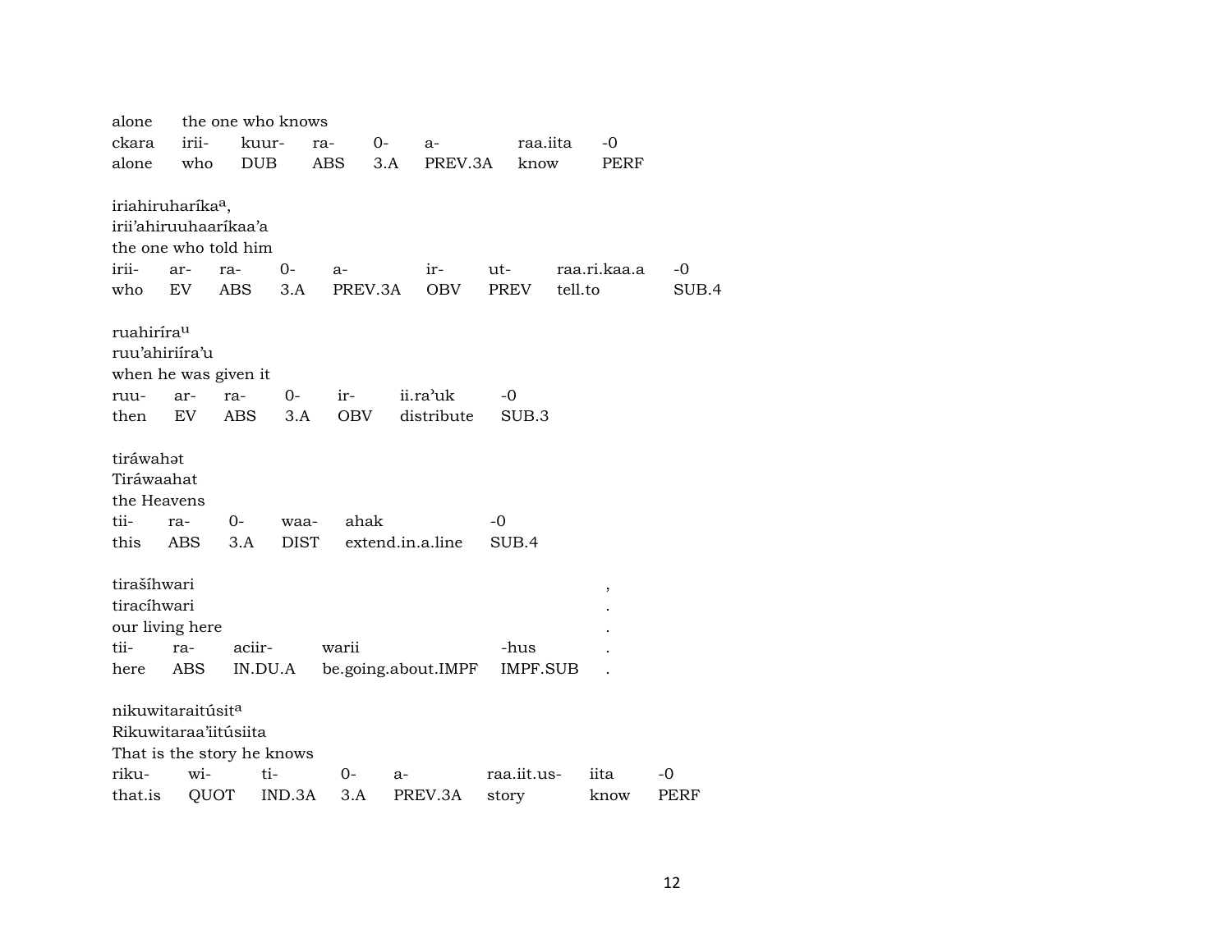alone the one who knows

| ckara | irii- | kuur- | ra- | 0- | a- | raa.iita | -0 |
|---|---|---|---|---|---|---|---|
| alone | who | DUB | ABS | 3.A | PREV.3A | know | PERF |

iriahiruharíka[a],
irii'ahiruuhaaríkaa'a
the one who told him

| irii- | ar- | ra- | 0- | a- | ir- | ut- | raa.ri.kaa.a | -0 |
|---|---|---|---|---|---|---|---|---|
| who | EV | ABS | 3.A | PREV.3A | OBV | PREV | tell.to | SUB.4 |

ruahiríra[u]
ruu'ahiriíra'u
when he was given it

| ruu- | ar- | ra- | 0- | ir- | ii.ra'uk | -0 |
|---|---|---|---|---|---|---|
| then | EV | ABS | 3.A | OBV | distribute | SUB.3 |

tiráwahət
Tiráwaahat
the Heavens

| tii- | ra- | 0- | waa- | ahak | -0 |
|---|---|---|---|---|---|
| this | ABS | 3.A | DIST | extend.in.a.line | SUB.4 |

tirašíhwari ,
tiracíhwari .
our living here .

| tii- | ra- | aciir- | warii | -hus | . |
|---|---|---|---|---|---|
| here | ABS | IN.DU.A | be.going.about.IMPF | IMPF.SUB | . |

nikuwitaraitúsit[a]
Rikuwitaraa'iitúsiita
That is the story he knows

| riku- | wi- | ti- | 0- | a- | raa.iit.us- | iita | -0 |
|---|---|---|---|---|---|---|---|
| that.is | QUOT | IND.3A | 3.A | PREV.3A | story | know | PERF |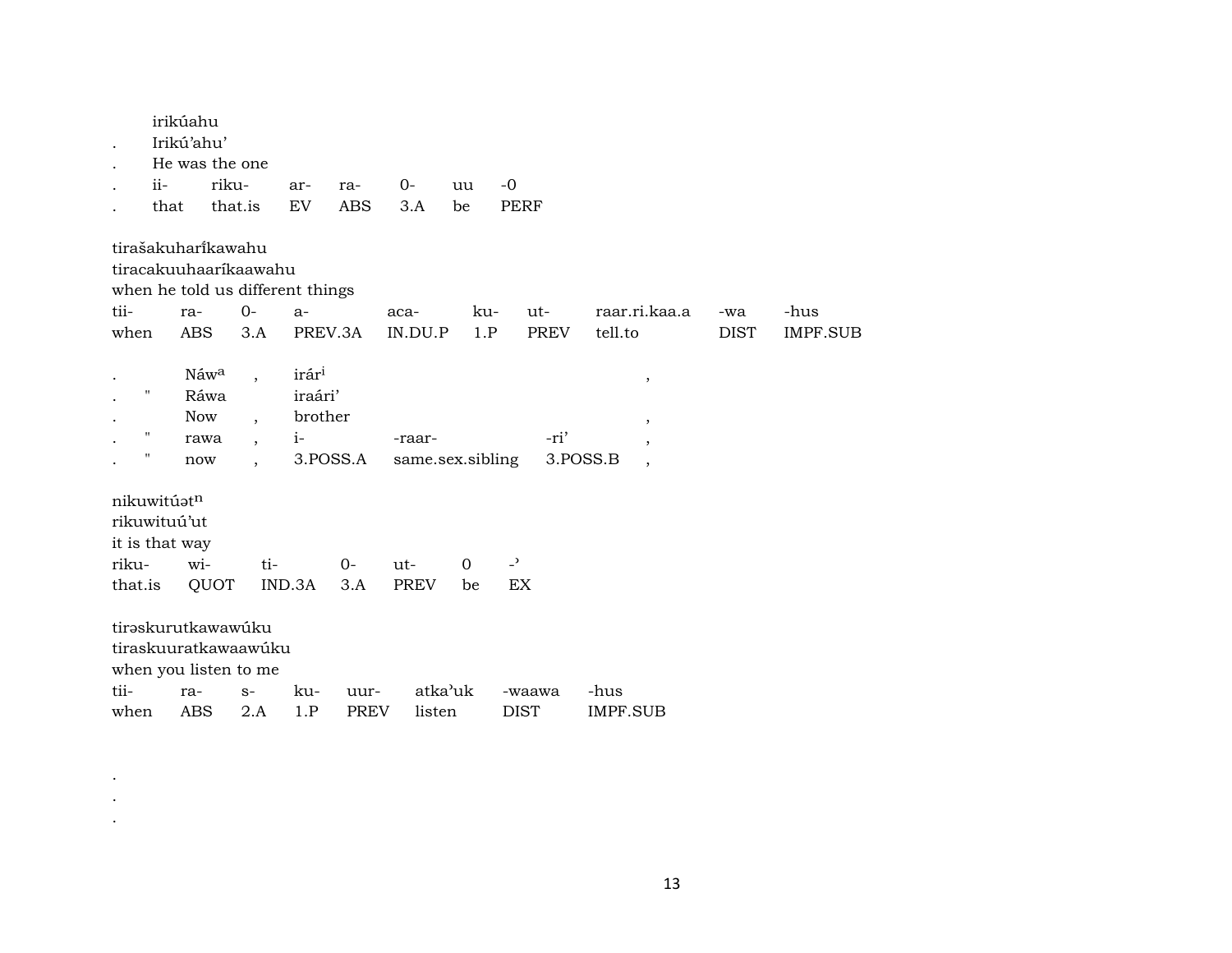. irikúahu
. Irikú'ahu'
. He was the one

| . | ii- | riku- | ar- | ra- | 0- | uu | -0 |
|---|---|---|---|---|---|---|---|
| . | that | that.is | EV | ABS | 3.A | be | PERF |

tirašakuharíkawahu
tiracakuuhaaríkaawahu
when he told us different things

| tii- | ra- | 0- | a- | aca- | ku- | ut- | raar.ri.kaa.a | -wa | -hus |
|---|---|---|---|---|---|---|---|---|---|
| when | ABS | 3.A | PREV.3A | IN.DU.P | 1.P | PREV | tell.to | DIST | IMPF.SUB |

| . | | Náwa | , | irári | | | , |
|---|---|---|---|---|---|---|---|
| . | " | Ráwa | | iraári' | | | |
| . | | Now | , | brother | | | , |
| . | " | rawa | , | i- | -raar- | -ri' | , |
| . | " | now | , | 3.POSS.A | same.sex.sibling | 3.POSS.B | , |

nikuwitúət$^{n}$
rikuwituú'ut
it is that way

| riku- | wi- | ti- | 0- | ut- | 0 | -' |
|---|---|---|---|---|---|---|
| that.is | QUOT | IND.3A | 3.A | PREV | be | EX |

tirəskurutkawawúku
tiraskuuratkawaawúku
when you listen to me

| tii- | ra- | s- | ku- | uur- | atka'uk | -waawa | -hus |
|---|---|---|---|---|---|---|---|
| when | ABS | 2.A | 1.P | PREV | listen | DIST | IMPF.SUB |

.
.
.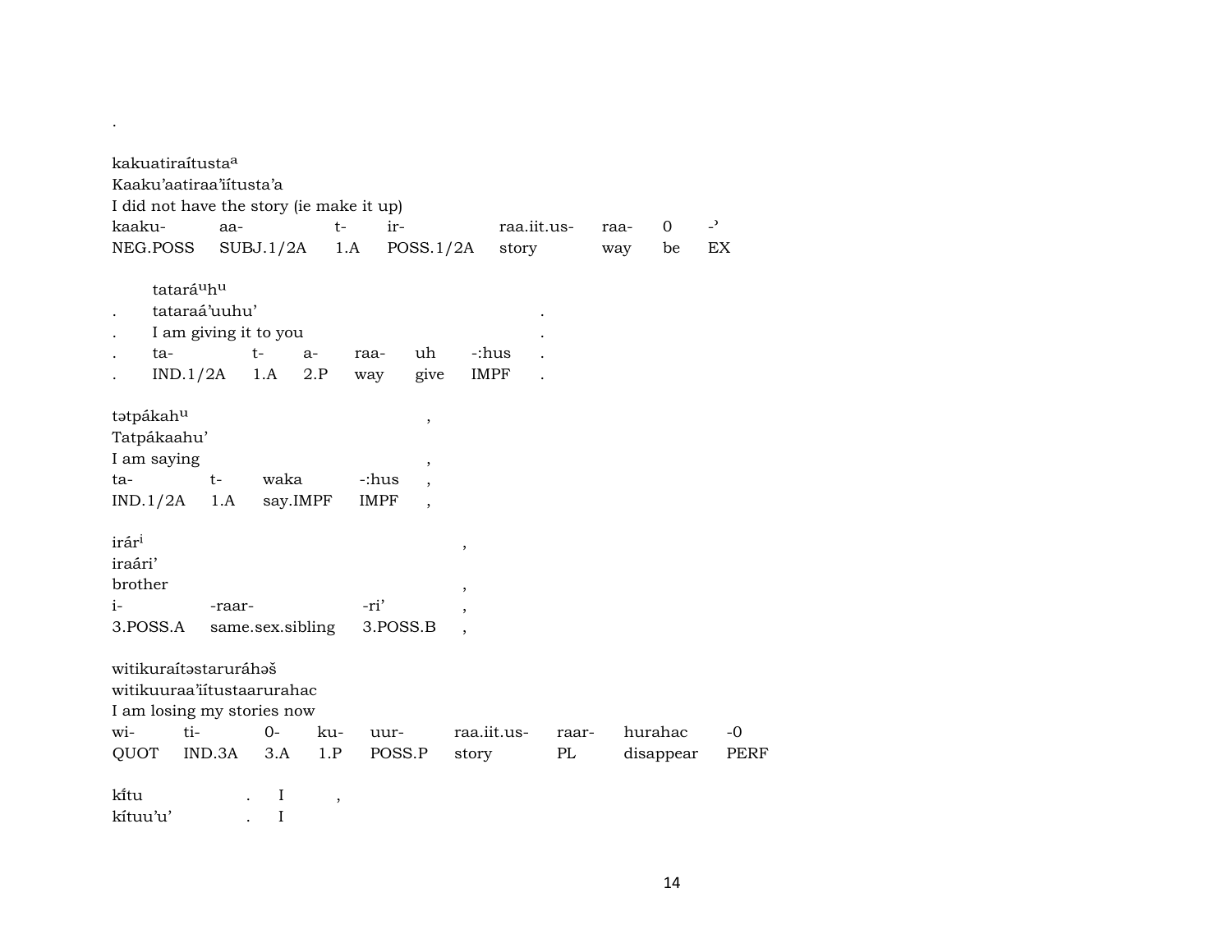.

kakuatiraítusta[a]
Kaaku'aatiraa'iítusta'a
I did not have the story (ie make it up)

| kaaku- | aa- | t- | ir- | raa.iit.us- | raa- | 0 | -ʾ |
|---|---|---|---|---|---|---|---|
| NEG.POSS | SUBJ.1/2A | 1.A | POSS.1/2A | story | way | be | EX |

tatará[u]h[u]
. tataraá'uuhu' .
. I am giving it to you .

| . | ta- | t- | a- | raa- | uh | -:hus | . |
|---|---|---|---|---|---|---|---|
| . | IND.1/2A | 1.A | 2.P | way | give | IMPF | . |

tətpákah[u] ,
Tatpákaahu'
I am saying ,

| ta- | t- | waka | -:hus | , |
|---|---|---|---|---|
| IND.1/2A | 1.A | say.IMPF | IMPF | , |

irár[i] ,
iraári'
brother ,

| i- | -raar- | -ri' | , |
|---|---|---|---|
| 3.POSS.A | same.sex.sibling | 3.POSS.B | , |

witikuraítəstaruráhəš
witikuuraa'iítustaarurahac
I am losing my stories now

| wi- | ti- | 0- | ku- | uur- | raa.iit.us- | raar- | hurahac | -0 |
|---|---|---|---|---|---|---|---|---|
| QUOT | IND.3A | 3.A | 1.P | POSS.P | story | PL | disappear | PERF |

kĩtu . I ,
kítuu'u' . I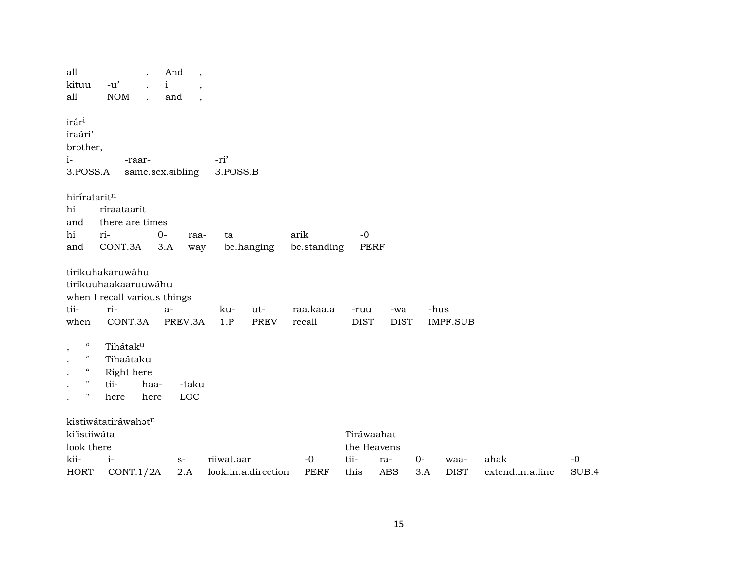| all | | . | And | , |
|---|---|---|---|---|
| kituu | -u’ | . | i | , |
| all | NOM | . | and | , |

irár$^{i}$
iraári’
brother,

| i- | -raar- | -ri’ |
|---|---|---|
| 3.POSS.A | same.sex.sibling | 3.POSS.B |

hiríratarit$^{n}$

| hi | ríraataarit | | | | | |
|---|---|---|---|---|---|---|
| and | there are times | | | | | |
| hi | ri- | 0- | raa- | ta | arik | -0 |
| and | CONT.3A | 3.A | way | be.hanging | be.standing | PERF |

tirikuhakaruwáhu
tirikuuhaakaaruuwáhu
when I recall various things

| tii- | ri- | a- | ku- | ut- | raa.kaa.a | -ruu | -wa | -hus |
|---|---|---|---|---|---|---|---|---|
| when | CONT.3A | PREV.3A | 1.P | PREV | recall | DIST | DIST | IMPF.SUB |

| , | “ | Tihátak$^{u}$ | | |
|---|---|---|---|---|
| . | “ | Tihaátaku | | |
| . | “ | Right here | | |
| . | " | tii- | haa- | -taku |
| . | " | here | here | LOC |

kistiwátatiráwahət$^{n}$

| ki’istiiwáta | | | | | Tiráwaahat | | | | | |
|---|---|---|---|---|---|---|---|---|---|---|
| look there | | | | | the Heavens | | | | | |
| kii- | i- | s- | riiwat.aar | -0 | tii- | ra- | 0- | waa- | ahak | -0 |
| HORT | CONT.1/2A | 2.A | look.in.a.direction | PERF | this | ABS | 3.A | DIST | extend.in.a.line | SUB.4 |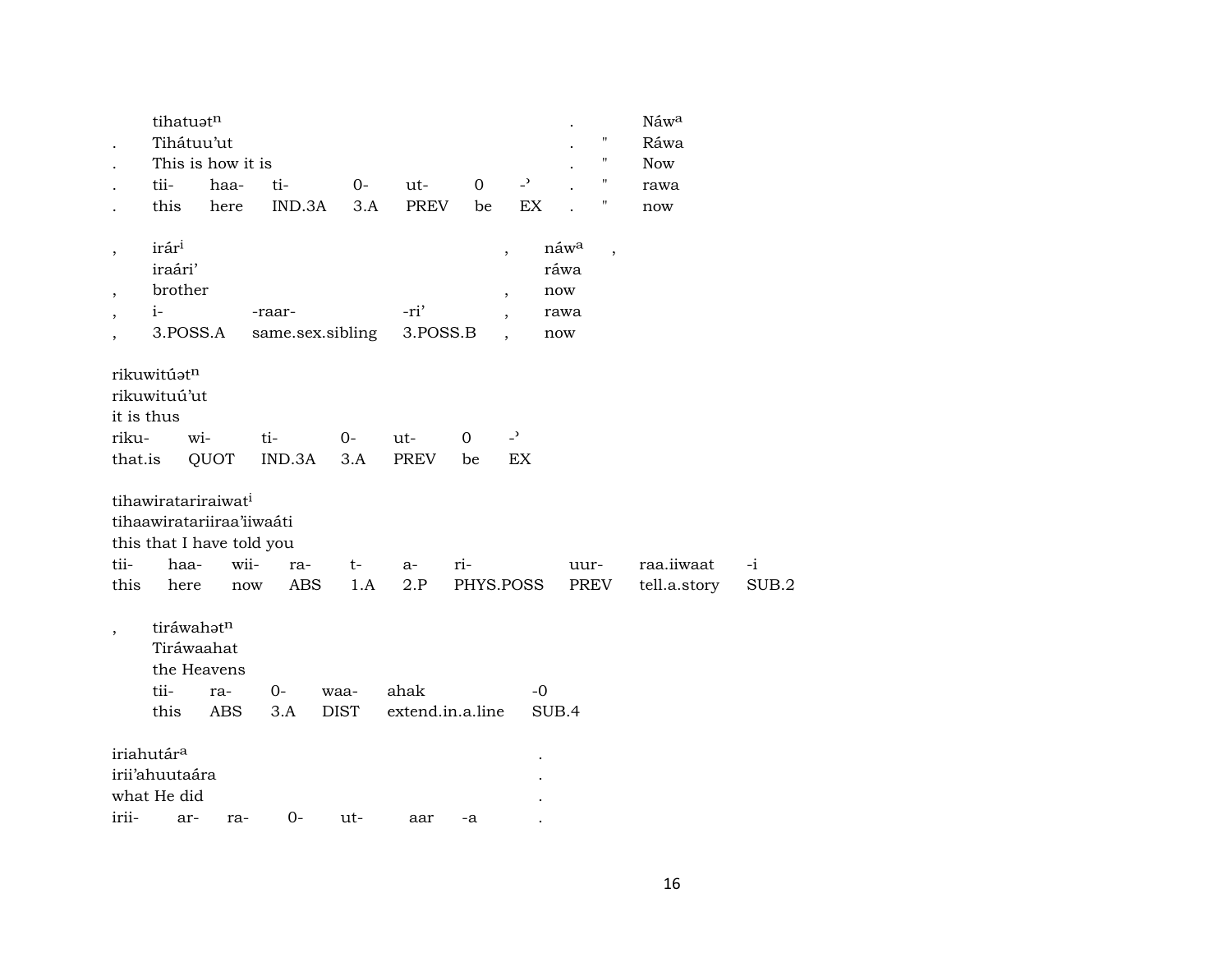|   | tihatuət[n] |   |   |   |   |   |   | . |   | Náw[a] |
|---|---|---|---|---|---|---|---|---|---|---|
| . | Tihátuu'ut |   |   |   |   |   |   | . | " | Ráwa |
| . | This is how it is |   |   |   |   |   |   | . | " | Now |
| . | tii- | haa- | ti- | 0- | ut- | 0 | -ʾ | . | " | rawa |
| . | this | here | IND.3A | 3.A | PREV | be | EX | . | " | now |

| , | irár[i] |   |   | , | náw[a] | , |
|---|---|---|---|---|---|---|
|   | iraári' |   |   |   | ráwa |   |
| , | brother |   |   | , | now |   |
| , | i- | -raar- | -ri' | , | rawa |   |
| , | 3.POSS.A | same.sex.sibling | 3.POSS.B | , | now |   |

| rikuwitúət[n] |   |   |   |   |   |   |
|---|---|---|---|---|---|---|
| rikuwituú'ut |   |   |   |   |   |   |
| it is thus |   |   |   |   |   |   |
| riku- | wi- | ti- | 0- | ut- | 0 | -ʾ |
| that.is | QUOT | IND.3A | 3.A | PREV | be | EX |

| tihawiratariraiwat[i] |   |   |   |   |   |   |   |   |   |
|---|---|---|---|---|---|---|---|---|---|
| tihaawiratariiraa'iiwaáti |   |   |   |   |   |   |   |   |   |
| this that I have told you |   |   |   |   |   |   |   |   |   |
| tii- | haa- | wii- | ra- | t- | a- | ri- | uur- | raa.iiwaat | -i |
| this | here | now | ABS | 1.A | 2.P | PHYS.POSS | PREV | tell.a.story | SUB.2 |

| , | tiráwahət[n] |   |   |   |   |   |
|---|---|---|---|---|---|---|
|   | Tiráwaahat |   |   |   |   |   |
|   | the Heavens |   |   |   |   |   |
|   | tii- | ra- | 0- | waa- | ahak | -0 |
|   | this | ABS | 3.A | DIST | extend.in.a.line | SUB.4 |

| iriahutár[a] |   |   |   |   |   |   | . |
|---|---|---|---|---|---|---|---|
| irii'ahuutaára |   |   |   |   |   |   | . |
| what He did |   |   |   |   |   |   | . |
| irii- | ar- | ra- | 0- | ut- | aar | -a | . |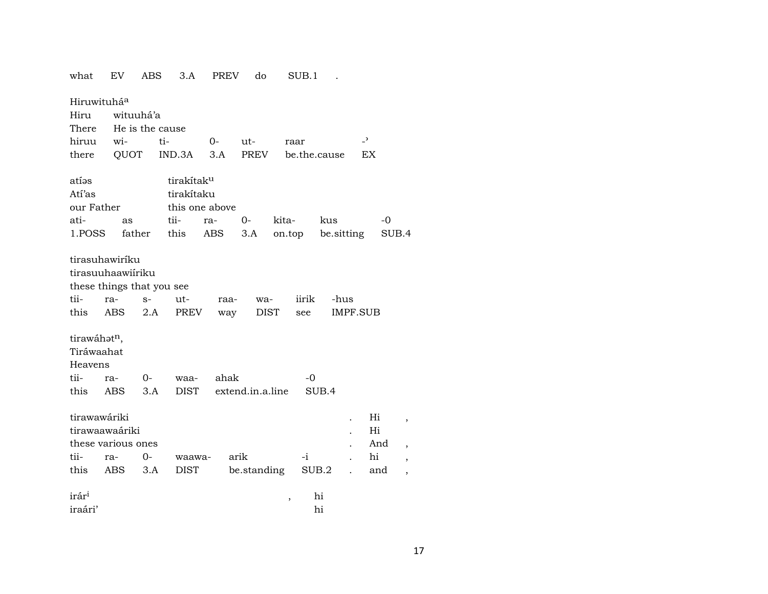what EV ABS 3.A PREV do SUB.1 .

Hiruwituhá[a]
Hiru wituuhá'a
There He is the cause
hiruu wi- ti- 0- ut- raar -ʾ
there QUOT IND.3A 3.A PREV be.the.cause EX

atíəs tirakítak[u]
Atí'as tirakítaku
our Father this one above
ati- as tii- ra- 0- kita- kus -0
1.POSS father this ABS 3.A on.top be.sitting SUB.4

tirasuhawiríku
tirasuuhaawiíriku
these things that you see
tii- ra- s- ut- raa- wa- iirik -hus
this ABS 2.A PREV way DIST see IMPF.SUB

tirawáhət[n],
Tiráwaahat
Heavens
tii- ra- 0- waa- ahak -0
this ABS 3.A DIST extend.in.a.line SUB.4

tirawawáriki . Hi ,
tirawaawaáriki . Hi
these various ones . And ,
tii- ra- 0- waawa- arik -i . hi ,
this ABS 3.A DIST be.standing SUB.2 . and ,

irár[i] , hi
iraári' hi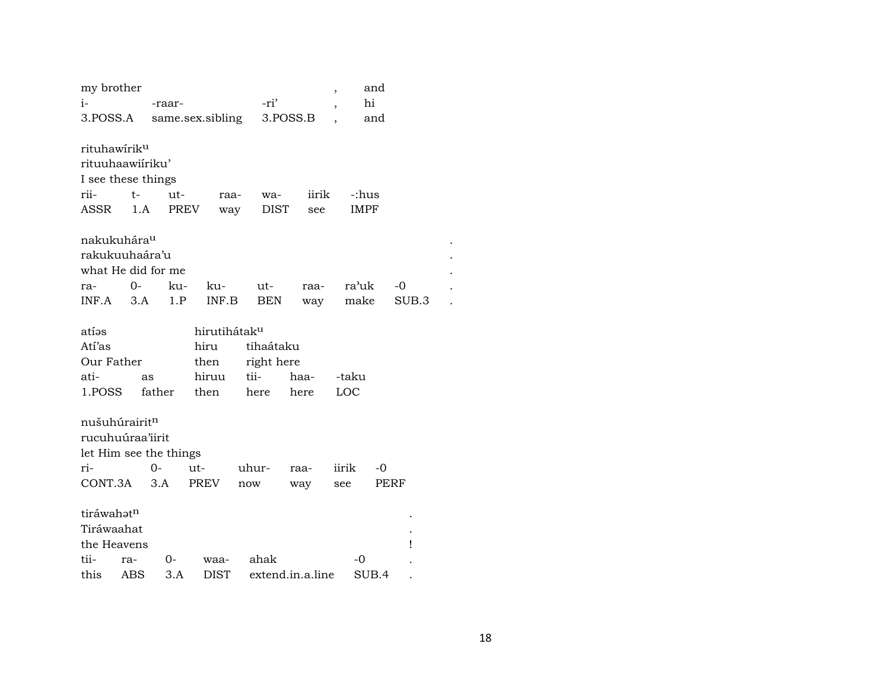| my brother | | | , | and |
|---|---|---|---|---|
| i- | -raar- | -ri’ | , | hi |
| 3.POSS.A | same.sex.sibling | 3.POSS.B | , | and |

rituhawírik^u
rituuhaawiíriku’
I see these things

| rii- | t- | ut- | raa- | wa- | iirik | -:hus |
|---|---|---|---|---|---|---|
| ASSR | 1.A | PREV | way | DIST | see | IMPF |

nakukuhára^u .
rakukuuhaára’u .
what He did for me .

| ra- | 0- | ku- | ku- | ut- | raa- | ra’uk | -0 | . |
|---|---|---|---|---|---|---|---|---|
| INF.A | 3.A | 1.P | INF.B | BEN | way | make | SUB.3 | . |

| atíəs | | hirutihátak^u | | | |
|---|---|---|---|---|---|
| Atí’as | | hiru | tihaátaku | | |
| Our Father | | then | right here | | |
| ati- | as | hiruu | tii- | haa- | -taku |
| 1.POSS | father | then | here | here | LOC |

nušuhúrairit^n
rucuhuúraa’iirit
let Him see the things

| ri- | 0- | ut- | uhur- | raa- | iirik | -0 |
|---|---|---|---|---|---|---|
| CONT.3A | 3.A | PREV | now | way | see | PERF |

tiráwahət^n .
Tiráwaahat .
the Heavens !

| tii- | ra- | 0- | waa- | ahak | -0 | . |
|---|---|---|---|---|---|---|
| this | ABS | 3.A | DIST | extend.in.a.line | SUB.4 | . |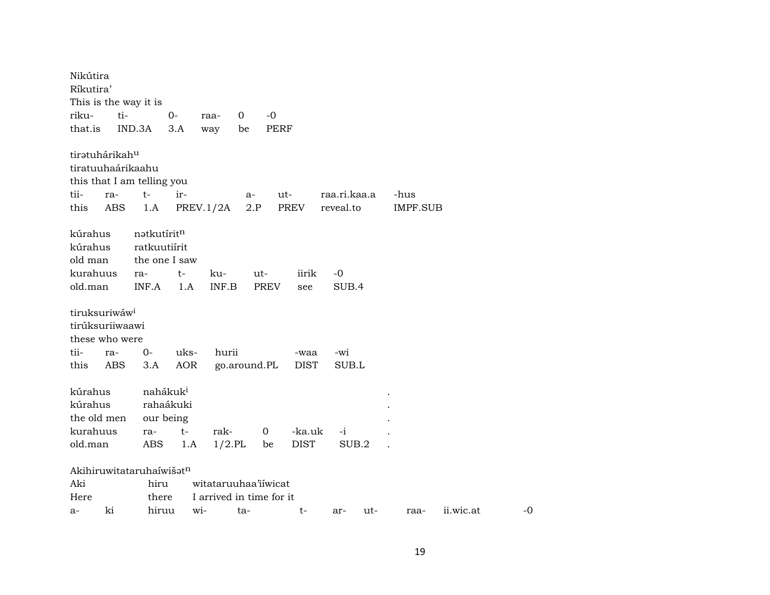Nikútira
Ríkutira'
This is the way it is

| riku- | ti- | 0- | raa- | 0 | -0 |
|---|---|---|---|---|---|
| that.is | IND.3A | 3.A | way | be | PERF |

tirətuhárikah$^{u}$
tiratuuhaárikaahu
this that I am telling you

| tii- | ra- | t- | ir- | a- | ut- | raa.ri.kaa.a | -hus |
|---|---|---|---|---|---|---|---|
| this | ABS | 1.A | PREV.1/2A | 2.P | PREV | reveal.to | IMPF.SUB |

kúrahus nətkutírit$^{n}$
kúrahus ratkuutiírit
old man the one I saw

| kurahuus | ra- | t- | ku- | ut- | iirik | -0 |
|---|---|---|---|---|---|---|
| old.man | INF.A | 1.A | INF.B | PREV | see | SUB.4 |

tiruksuriwáw$^{i}$
tirúksuriiwaawi
these who were

| tii- | ra- | 0- | uks- | hurii | -waa | -wi |
|---|---|---|---|---|---|---|
| this | ABS | 3.A | AOR | go.around.PL | DIST | SUB.L |

kúrahus nahákuk$^{i}$ .
kúrahus rahaákuki .
the old men our being .

| kurahuus | ra- | t- | rak- | 0 | -ka.uk | -i | . |
|---|---|---|---|---|---|---|---|
| old.man | ABS | 1.A | 1/2.PL | be | DIST | SUB.2 | . |

Akihiruwitataruhaíwišət$^{n}$
Aki hiru witataruuhaa'iíwicat
Here there I arrived in time for it

| a- | ki | hiruu | wi- | ta- | t- | ar- | ut- | raa- | ii.wic.at | -0 |
|---|---|---|---|---|---|---|---|---|---|---|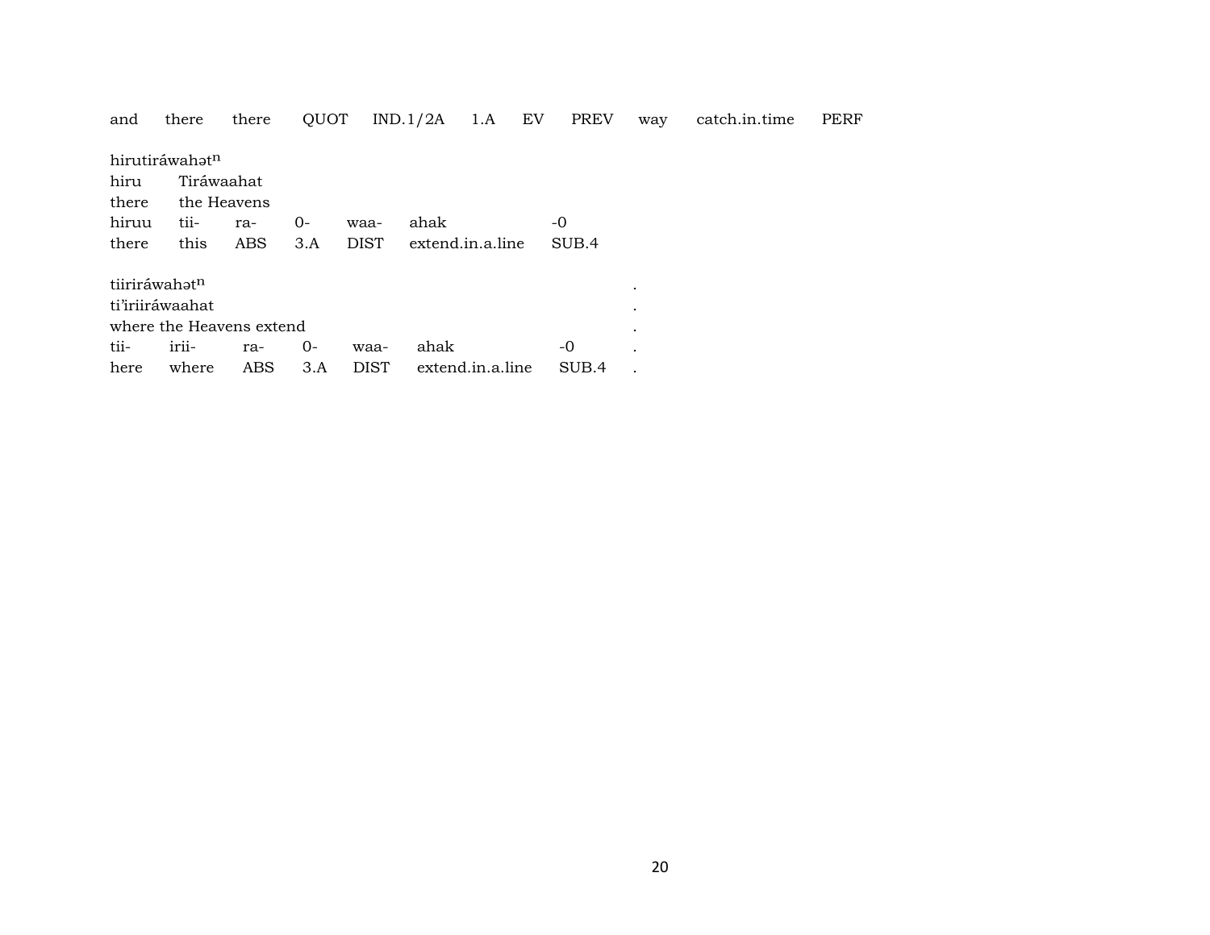and there there QUOT IND.1/2A 1.A EV PREV way catch.in.time PERF

hirutiráwahət$^{n}$

| | | | | | | |
|---|---|---|---|---|---|---|
| hiru | Tiráwaahat | | | | | |
| there | the Heavens | | | | | |
| hiruu | tii- | ra- | 0- | waa- | ahak | -0 |
| there | this | ABS | 3.A | DIST | extend.in.a.line | SUB.4 |

tiiriráwahət$^{n}$ .

ti'iriiráwaahat .

where the Heavens extend .

| | | | | | | | |
|---|---|---|---|---|---|---|---|
| tii- | irii- | ra- | 0- | waa- | ahak | -0 | . |
| here | where | ABS | 3.A | DIST | extend.in.a.line | SUB.4 | . |